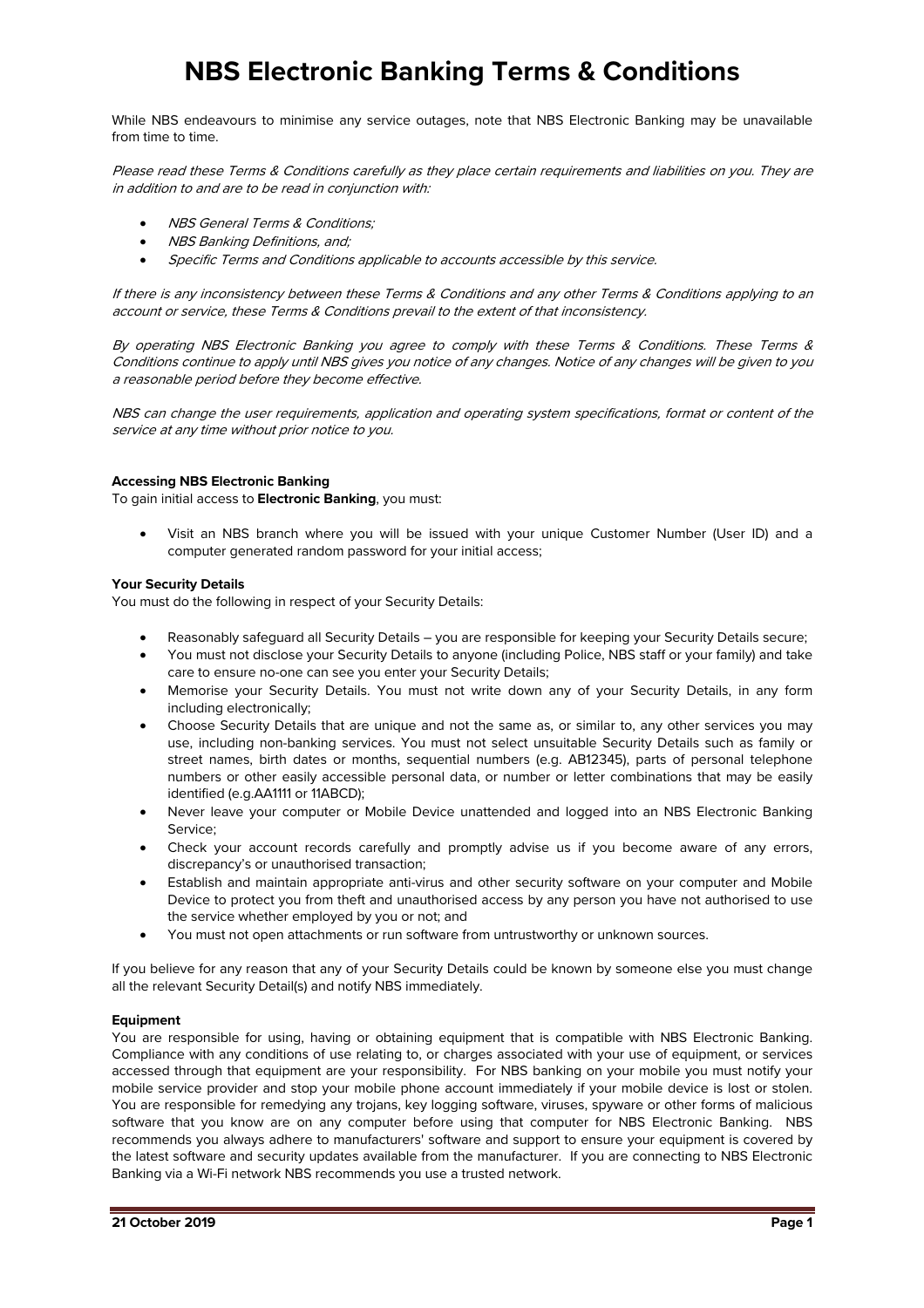# NBS Electronic Banking Terms & Conditions

While NBS endeavours to minimise any service outages, note that NBS Electronic Banking may be unavailable from time to time.

*Please read these Terms & Conditions carefully as they place certain requirements and liabilities on you. They are in addition to and are to be read in conjunction with:*

- *NBS General Terms & Conditions;*
- *NBS Banking Definitions, and;*
- *Specific Terms and Conditions applicable to accounts accessible by this service.*

*If there is any inconsistency between these Terms & Conditions and any other Terms & Conditions applying to an account or service, these Terms & Conditions prevail to the extent of that inconsistency.*

*By operating NBS Electronic Banking you agree to comply with these Terms & Conditions. These Terms & Conditions continue to apply until NBS gives you notice of any changes. Notice of any changes will be given to you a reasonable period before they become effective.*

*NBS can change the user requirements, application and operating system specifications, format or content of the service at any time without prior notice to you.*

**Accessing NBS Electronic Banking**

To gain initial access to **Electronic Banking**, you must:

- Visit an NBS branch where you will be issued with your unique Customer Number (User ID) and a computer generated random password for your initial access;

**Your Security Details**

You must do the following in respect of your Security Details:

- Reasonably safeguard all Security Details – you are responsible for keeping your Security Details secure;
- You must not disclose your Security Details to anyone (including Police, NBS staff or your family) and take care to ensure no-one can see you enter your Security Details;
- Memorise your Security Details. You must not write down any of your Security Details, in any form including electronically;
- Choose Security Details that are unique and not the same as, or similar to, any other services you may use, including non-banking services. You must not select unsuitable Security Details such as family or street names, birth dates or months, sequential numbers (e.g. AB12345), parts of personal telephone numbers or other easily accessible personal data, or number or letter combinations that may be easily identified (e.g.AA1111 or 11ABCD);
- Never leave your computer or Mobile Device unattended and logged into an NBS Electronic Banking Service;
- Check your account records carefully and promptly advise us if you become aware of any errors, discrepancy's or unauthorised transaction;
- Establish and maintain appropriate anti-virus and other security software on your computer and Mobile Device to protect you from theft and unauthorised access by any person you have not authorised to use the service whether employed by you or not; and
- You must not open attachments or run software from untrustworthy or unknown sources.

If you believe for any reason that any of your Security Details could be known by someone else you must change all the relevant Security Detail(s) and notify NBS immediately.

**Equipment**

You are responsible for using, having or obtaining equipment that is compatible with NBS Electronic Banking. Compliance with any conditions of use relating to, or charges associated with your use of equipment, or services accessed through that equipment are your responsibility. For NBS banking on your mobile you must notify your mobile service provider and stop your mobile phone account immediately if your mobile device is lost or stolen. You are responsible for remedying any trojans, key logging software, viruses, spyware or other forms of malicious software that you know are on any computer before using that computer for NBS Electronic Banking. NBS recommends you always adhere to manufacturers' software and support to ensure your equipment is covered by the latest software and security updates available from the manufacturer. If you are connecting to NBS Electronic Banking via a Wi-Fi network NBS recommends you use a trusted network.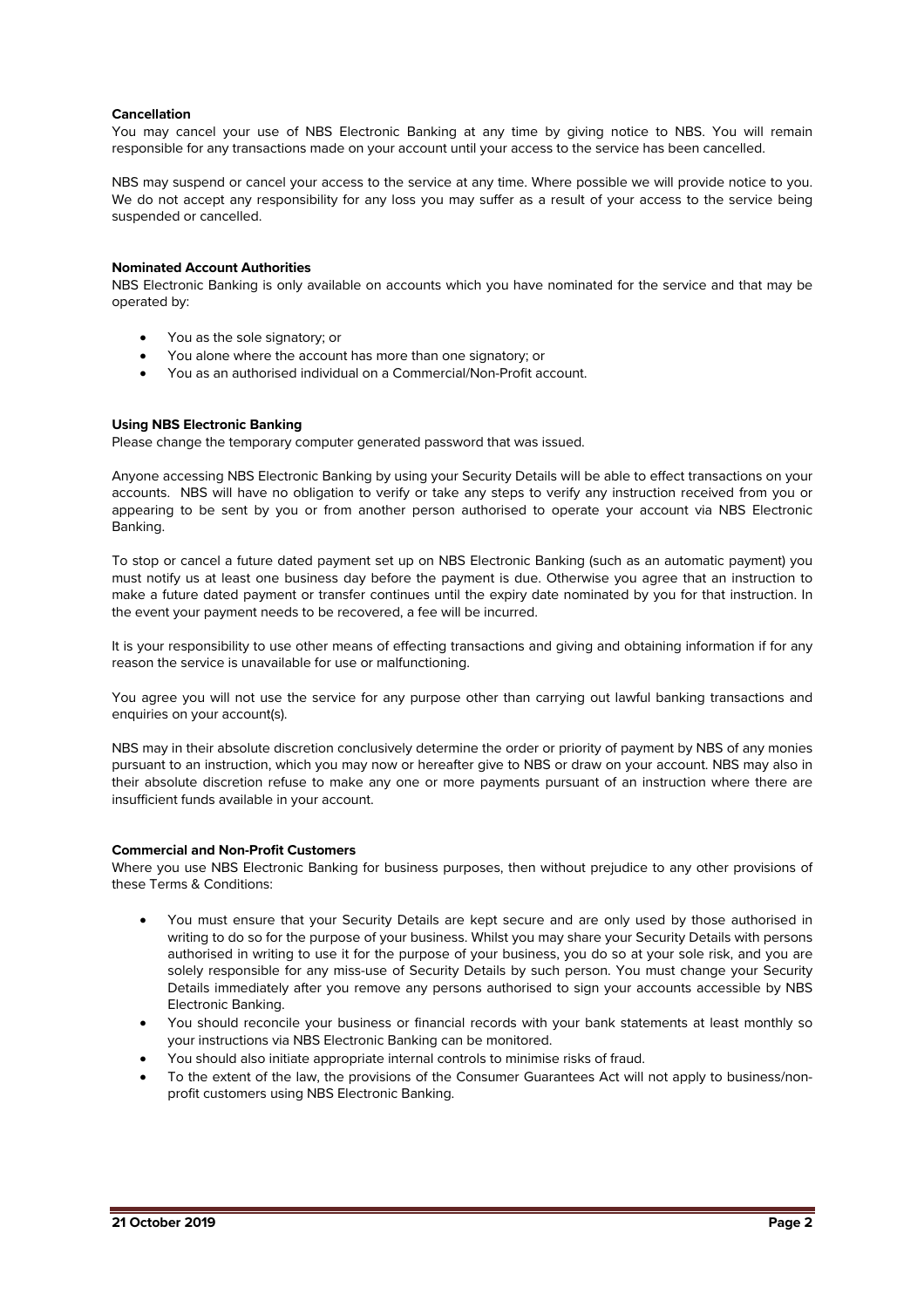**Cancellation**

You may cancel your use of NBS Electronic Banking at any time by giving notice to NBS. You will remain responsible for any transactions made on your account until your access to the service has been cancelled.

NBS may suspend or cancel your access to the service at any time. Where possible we will provide notice to you. We do not accept any responsibility for any loss you may suffer as a result of your access to the service being suspended or cancelled.

**Nominated Account Authorities**

NBS Electronic Banking is only available on accounts which you have nominated for the service and that may be operated by:

- You as the sole signatory; or
- You alone where the account has more than one signatory; or
- You as an authorised individual on a Commercial/Non-Profit account.

**Using NBS Electronic Banking**

Please change the temporary computer generated password that was issued.

Anyone accessing NBS Electronic Banking by using your Security Details will be able to effect transactions on your accounts. NBS will have no obligation to verify or take any steps to verify any instruction received from you or appearing to be sent by you or from another person authorised to operate your account via NBS Electronic Banking.

To stop or cancel a future dated payment set up on NBS Electronic Banking (such as an automatic payment) you must notify us at least one business day before the payment is due. Otherwise you agree that an instruction to make a future dated payment or transfer continues until the expiry date nominated by you for that instruction. In the event your payment needs to be recovered, a fee will be incurred.

It is your responsibility to use other means of effecting transactions and giving and obtaining information if for any reason the service is unavailable for use or malfunctioning.

You agree you will not use the service for any purpose other than carrying out lawful banking transactions and enquiries on your account(s).

NBS may in their absolute discretion conclusively determine the order or priority of payment by NBS of any monies pursuant to an instruction, which you may now or hereafter give to NBS or draw on your account. NBS may also in their absolute discretion refuse to make any one or more payments pursuant of an instruction where there are insufficient funds available in your account.

**Commercial and Non-Profit Customers**

Where you use NBS Electronic Banking for business purposes, then without prejudice to any other provisions of these Terms & Conditions:

- You must ensure that your Security Details are kept secure and are only used by those authorised in writing to do so for the purpose of your business. Whilst you may share your Security Details with persons authorised in writing to use it for the purpose of your business, you do so at your sole risk, and you are solely responsible for any miss-use of Security Details by such person. You must change your Security Details immediately after you remove any persons authorised to sign your accounts accessible by NBS Electronic Banking.
- You should reconcile your business or financial records with your bank statements at least monthly so your instructions via NBS Electronic Banking can be monitored.
- You should also initiate appropriate internal controls to minimise risks of fraud.
- To the extent of the law, the provisions of the Consumer Guarantees Act will not apply to business/non-profit customers using NBS Electronic Banking.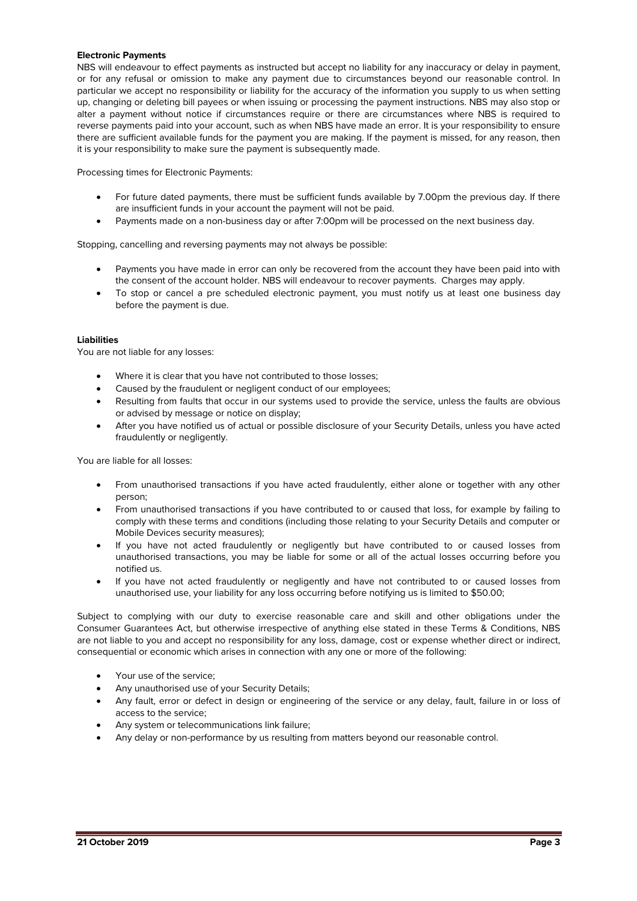**Electronic Payments**

NBS will endeavour to effect payments as instructed but accept no liability for any inaccuracy or delay in payment, or for any refusal or omission to make any payment due to circumstances beyond our reasonable control. In particular we accept no responsibility or liability for the accuracy of the information you supply to us when setting up, changing or deleting bill payees or when issuing or processing the payment instructions. NBS may also stop or alter a payment without notice if circumstances require or there are circumstances where NBS is required to reverse payments paid into your account, such as when NBS have made an error. It is your responsibility to ensure there are sufficient available funds for the payment you are making. If the payment is missed, for any reason, then it is your responsibility to make sure the payment is subsequently made.

Processing times for Electronic Payments:

- For future dated payments, there must be sufficient funds available by 7.00pm the previous day. If there are insufficient funds in your account the payment will not be paid.
- Payments made on a non-business day or after 7:00pm will be processed on the next business day.

Stopping, cancelling and reversing payments may not always be possible:

- Payments you have made in error can only be recovered from the account they have been paid into with the consent of the account holder. NBS will endeavour to recover payments. Charges may apply.
- To stop or cancel a pre scheduled electronic payment, you must notify us at least one business day before the payment is due.

**Liabilities**

You are not liable for any losses:

- Where it is clear that you have not contributed to those losses;
- Caused by the fraudulent or negligent conduct of our employees;
- Resulting from faults that occur in our systems used to provide the service, unless the faults are obvious or advised by message or notice on display;
- After you have notified us of actual or possible disclosure of your Security Details, unless you have acted fraudulently or negligently.

You are liable for all losses:

- From unauthorised transactions if you have acted fraudulently, either alone or together with any other person;
- From unauthorised transactions if you have contributed to or caused that loss, for example by failing to comply with these terms and conditions (including those relating to your Security Details and computer or Mobile Devices security measures);
- If you have not acted fraudulently or negligently but have contributed to or caused losses from unauthorised transactions, you may be liable for some or all of the actual losses occurring before you notified us.
- If you have not acted fraudulently or negligently and have not contributed to or caused losses from unauthorised use, your liability for any loss occurring before notifying us is limited to $50.00;

Subject to complying with our duty to exercise reasonable care and skill and other obligations under the Consumer Guarantees Act, but otherwise irrespective of anything else stated in these Terms & Conditions, NBS are not liable to you and accept no responsibility for any loss, damage, cost or expense whether direct or indirect, consequential or economic which arises in connection with any one or more of the following:

- Your use of the service;
- Any unauthorised use of your Security Details;
- Any fault, error or defect in design or engineering of the service or any delay, fault, failure in or loss of access to the service;
- Any system or telecommunications link failure;
- Any delay or non-performance by us resulting from matters beyond our reasonable control.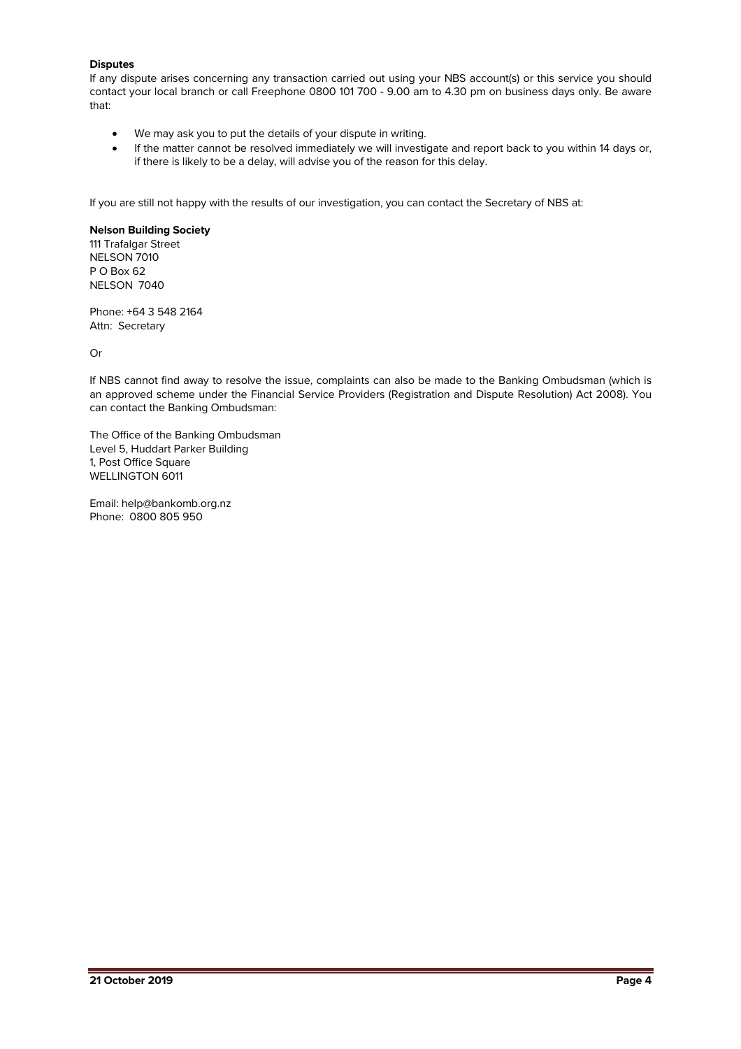**Disputes**

If any dispute arises concerning any transaction carried out using your NBS account(s) or this service you should contact your local branch or call Freephone 0800 101 700 - 9.00 am to 4.30 pm on business days only. Be aware that:

- We may ask you to put the details of your dispute in writing.
- If the matter cannot be resolved immediately we will investigate and report back to you within 14 days or, if there is likely to be a delay, will advise you of the reason for this delay.

If you are still not happy with the results of our investigation, you can contact the Secretary of NBS at:

**Nelson Building Society**
111 Trafalgar Street
NELSON 7010
P O Box 62
NELSON 7040

Phone: +64 3 548 2164
Attn: Secretary

Or

If NBS cannot find away to resolve the issue, complaints can also be made to the Banking Ombudsman (which is an approved scheme under the Financial Service Providers (Registration and Dispute Resolution) Act 2008). You can contact the Banking Ombudsman:

The Office of the Banking Ombudsman
Level 5, Huddart Parker Building
1, Post Office Square
WELLINGTON 6011

Email: help@bankomb.org.nz
Phone: 0800 805 950